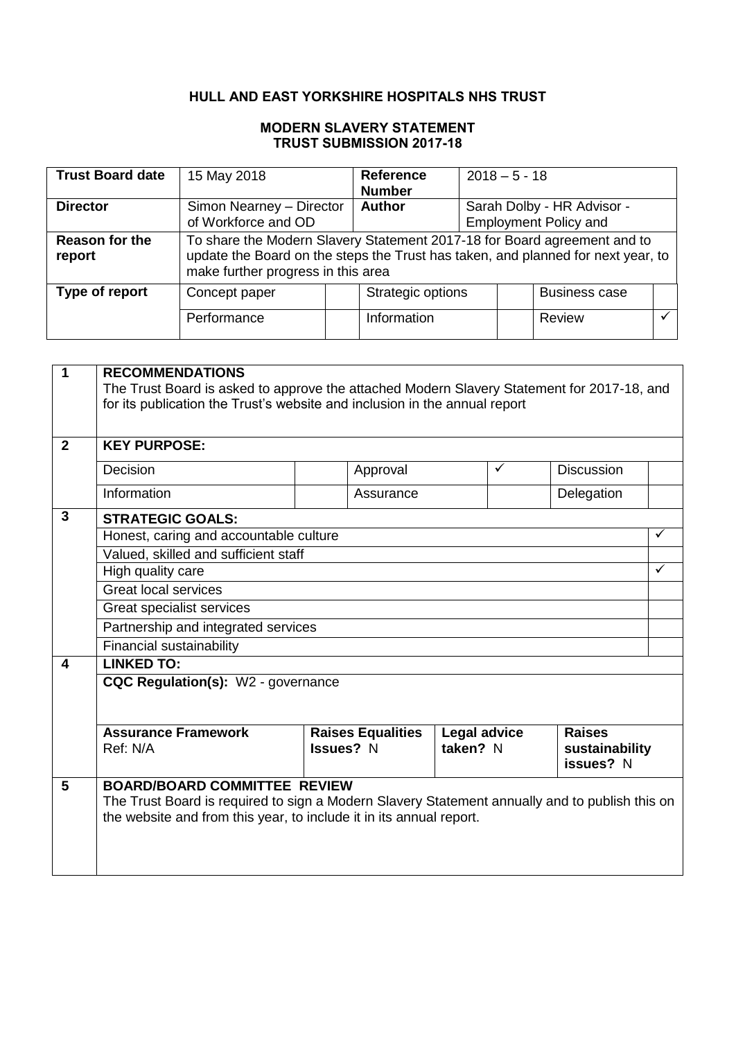# HULL AND EAST YORKSHIRE HOSPITALS NHS TRUST

## MODERN SLAVERY STATEMENT
## TRUST SUBMISSION 2017-18

| **Trust Board date** | 15 May 2018 | | **Reference Number** | 2018 – 5 - 18 | | |
|---|---|---|---|---|---|---|
| **Director** | Simon Nearney – Director of Workforce and OD | | **Author** | Sarah Dolby - HR Advisor - Employment Policy and | | |
| **Reason for the report** | To share the Modern Slavery Statement 2017-18 for Board agreement and to update the Board on the steps the Trust has taken, and planned for next year, to make further progress in this area | | | | | |
| **Type of report** | Concept paper | | Strategic options | | Business case | |
| | Performance | | Information | | Review | ✓ |

| | | | | | | |
|---|---|---|---|---|---|---|
| **1** | **RECOMMENDATIONS**<br>The Trust Board is asked to approve the attached Modern Slavery Statement for 2017-18, and for its publication the Trust's website and inclusion in the annual report | | | | | |
| **2** | **KEY PURPOSE:** | | | | | |
| | Decision | | Approval | ✓ | Discussion | |
| | Information | | Assurance | | Delegation | |
| **3** | **STRATEGIC GOALS:** | | | | | |
| | Honest, caring and accountable culture | | | | | ✓ |
| | Valued, skilled and sufficient staff | | | | | |
| | High quality care | | | | | ✓ |
| | Great local services | | | | | |
| | Great specialist services | | | | | |
| | Partnership and integrated services | | | | | |
| | Financial sustainability | | | | | |
| **4** | **LINKED TO:** | | | | | |
| | **CQC Regulation(s):** W2 - governance | | | | | |
| | **Assurance Framework** Ref: N/A | | **Raises Equalities Issues?** N | **Legal advice taken?** N | **Raises sustainability issues?** N | |
| **5** | **BOARD/BOARD COMMITTEE REVIEW**<br>The Trust Board is required to sign a Modern Slavery Statement annually and to publish this on the website and from this year, to include it in its annual report. | | | | | |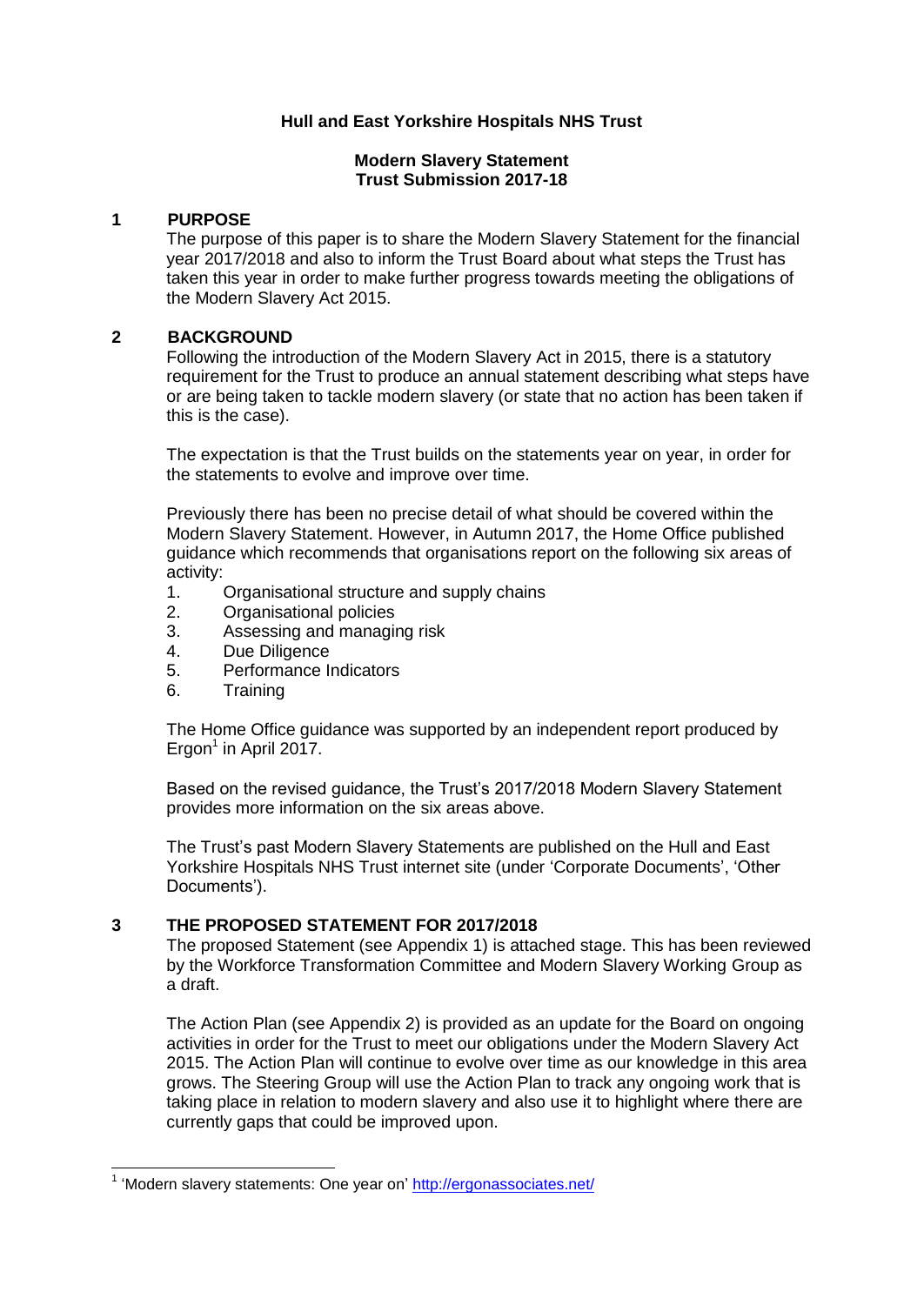**Hull and East Yorkshire Hospitals NHS Trust**

**Modern Slavery Statement**
**Trust Submission 2017-18**

## 1 PURPOSE

The purpose of this paper is to share the Modern Slavery Statement for the financial year 2017/2018 and also to inform the Trust Board about what steps the Trust has taken this year in order to make further progress towards meeting the obligations of the Modern Slavery Act 2015.

## 2 BACKGROUND

Following the introduction of the Modern Slavery Act in 2015, there is a statutory requirement for the Trust to produce an annual statement describing what steps have or are being taken to tackle modern slavery (or state that no action has been taken if this is the case).

The expectation is that the Trust builds on the statements year on year, in order for the statements to evolve and improve over time.

Previously there has been no precise detail of what should be covered within the Modern Slavery Statement. However, in Autumn 2017, the Home Office published guidance which recommends that organisations report on the following six areas of activity:

1. Organisational structure and supply chains
2. Organisational policies
3. Assessing and managing risk
4. Due Diligence
5. Performance Indicators
6. Training

The Home Office guidance was supported by an independent report produced by Ergon[1] in April 2017.

Based on the revised guidance, the Trust's 2017/2018 Modern Slavery Statement provides more information on the six areas above.

The Trust's past Modern Slavery Statements are published on the Hull and East Yorkshire Hospitals NHS Trust internet site (under 'Corporate Documents', 'Other Documents').

## 3 THE PROPOSED STATEMENT FOR 2017/2018

The proposed Statement (see Appendix 1) is attached stage. This has been reviewed by the Workforce Transformation Committee and Modern Slavery Working Group as a draft.

The Action Plan (see Appendix 2) is provided as an update for the Board on ongoing activities in order for the Trust to meet our obligations under the Modern Slavery Act 2015. The Action Plan will continue to evolve over time as our knowledge in this area grows. The Steering Group will use the Action Plan to track any ongoing work that is taking place in relation to modern slavery and also use it to highlight where there are currently gaps that could be improved upon.

[1] 'Modern slavery statements: One year on' http://ergonassociates.net/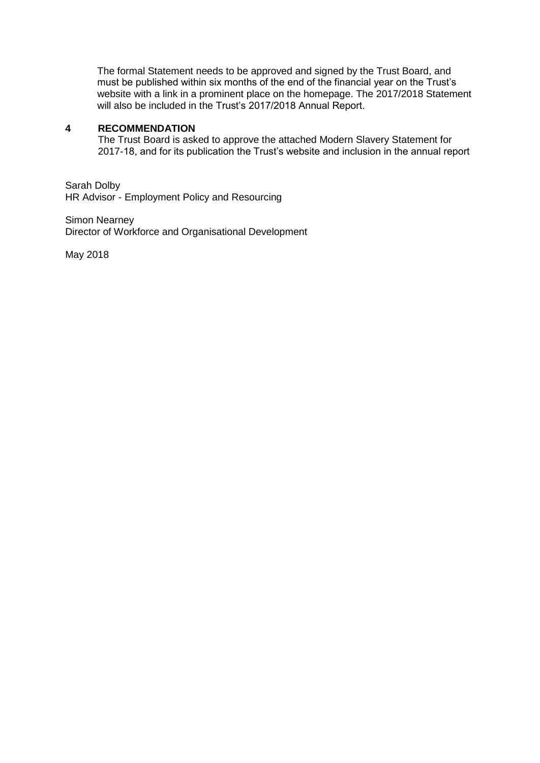The formal Statement needs to be approved and signed by the Trust Board, and must be published within six months of the end of the financial year on the Trust's website with a link in a prominent place on the homepage. The 2017/2018 Statement will also be included in the Trust's 2017/2018 Annual Report.

## 4 RECOMMENDATION

The Trust Board is asked to approve the attached Modern Slavery Statement for 2017-18, and for its publication the Trust's website and inclusion in the annual report

Sarah Dolby
HR Advisor - Employment Policy and Resourcing

Simon Nearney
Director of Workforce and Organisational Development

May 2018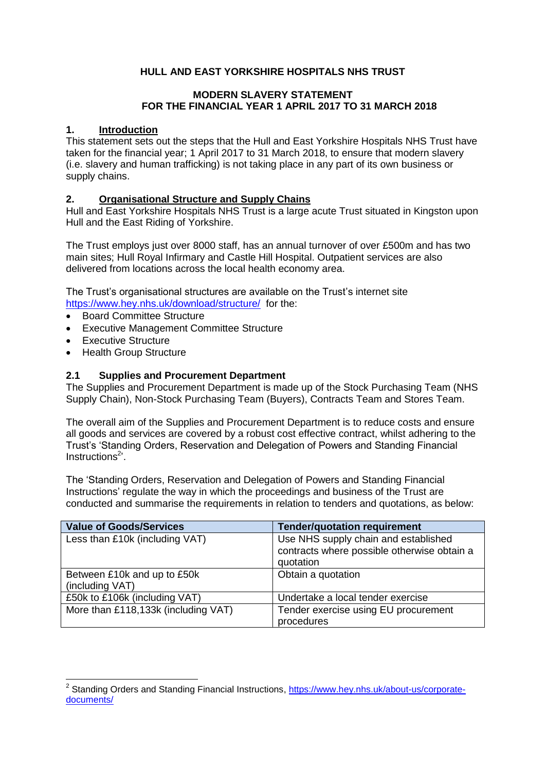**HULL AND EAST YORKSHIRE HOSPITALS NHS TRUST**

**MODERN SLAVERY STATEMENT**
**FOR THE FINANCIAL YEAR 1 APRIL 2017 TO 31 MARCH 2018**

## 1. Introduction

This statement sets out the steps that the Hull and East Yorkshire Hospitals NHS Trust have taken for the financial year; 1 April 2017 to 31 March 2018, to ensure that modern slavery (i.e. slavery and human trafficking) is not taking place in any part of its own business or supply chains.

## 2. Organisational Structure and Supply Chains

Hull and East Yorkshire Hospitals NHS Trust is a large acute Trust situated in Kingston upon Hull and the East Riding of Yorkshire.

The Trust employs just over 8000 staff, has an annual turnover of over £500m and has two main sites; Hull Royal Infirmary and Castle Hill Hospital. Outpatient services are also delivered from locations across the local health economy area.

The Trust's organisational structures are available on the Trust's internet site https://www.hey.nhs.uk/download/structure/ for the:

- Board Committee Structure
- Executive Management Committee Structure
- Executive Structure
- Health Group Structure

### 2.1 Supplies and Procurement Department

The Supplies and Procurement Department is made up of the Stock Purchasing Team (NHS Supply Chain), Non-Stock Purchasing Team (Buyers), Contracts Team and Stores Team.

The overall aim of the Supplies and Procurement Department is to reduce costs and ensure all goods and services are covered by a robust cost effective contract, whilst adhering to the Trust's 'Standing Orders, Reservation and Delegation of Powers and Standing Financial Instructions[2]'.

The 'Standing Orders, Reservation and Delegation of Powers and Standing Financial Instructions' regulate the way in which the proceedings and business of the Trust are conducted and summarise the requirements in relation to tenders and quotations, as below:

| Value of Goods/Services | Tender/quotation requirement |
|---|---|
| Less than £10k (including VAT) | Use NHS supply chain and established contracts where possible otherwise obtain a quotation |
| Between £10k and up to £50k (including VAT) | Obtain a quotation |
| £50k to £106k (including VAT) | Undertake a local tender exercise |
| More than £118,133k (including VAT) | Tender exercise using EU procurement procedures |

[2] Standing Orders and Standing Financial Instructions, https://www.hey.nhs.uk/about-us/corporate-documents/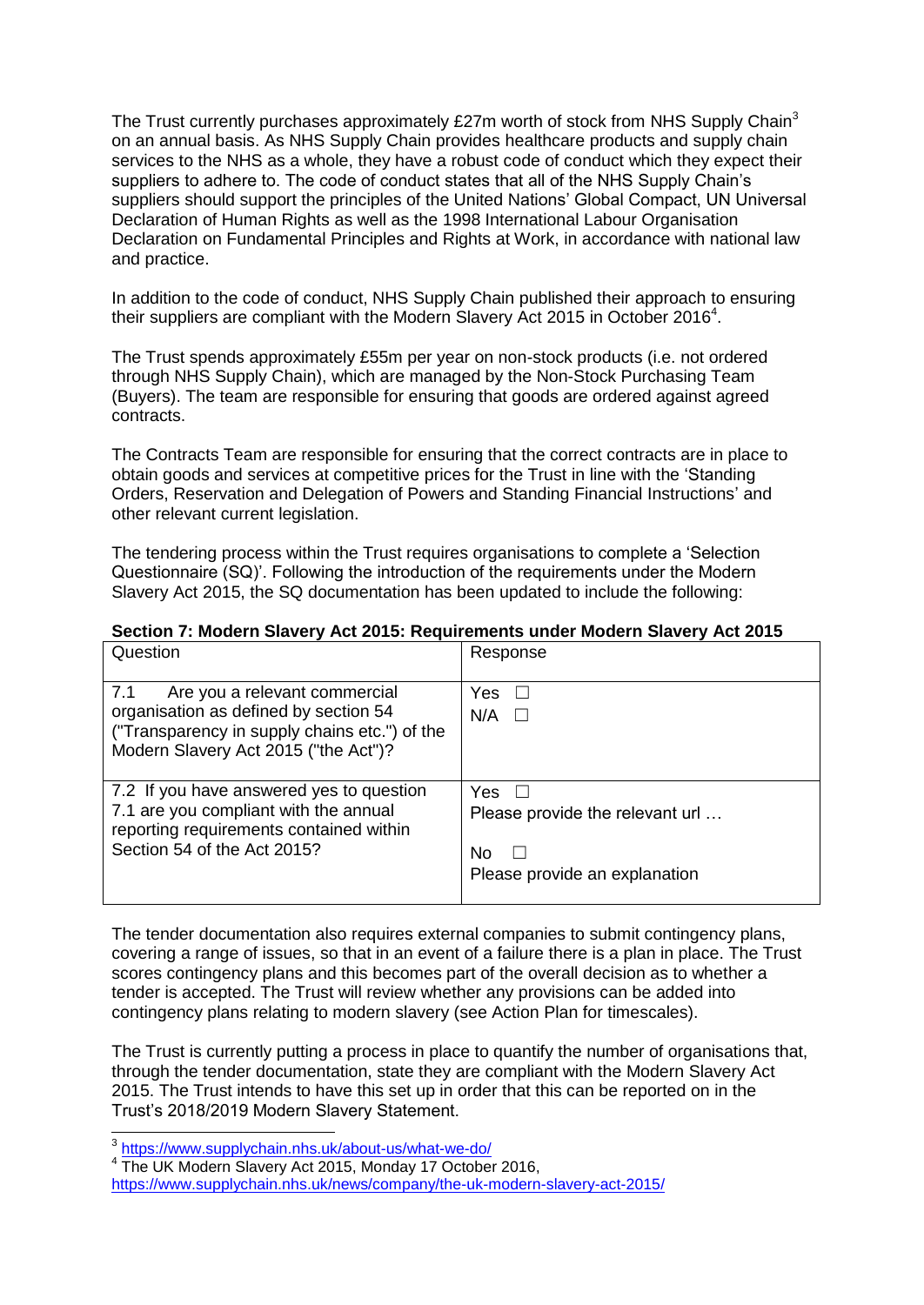The Trust currently purchases approximately £27m worth of stock from NHS Supply Chain[3] on an annual basis. As NHS Supply Chain provides healthcare products and supply chain services to the NHS as a whole, they have a robust code of conduct which they expect their suppliers to adhere to. The code of conduct states that all of the NHS Supply Chain's suppliers should support the principles of the United Nations' Global Compact, UN Universal Declaration of Human Rights as well as the 1998 International Labour Organisation Declaration on Fundamental Principles and Rights at Work, in accordance with national law and practice.

In addition to the code of conduct, NHS Supply Chain published their approach to ensuring their suppliers are compliant with the Modern Slavery Act 2015 in October 2016[4].

The Trust spends approximately £55m per year on non-stock products (i.e. not ordered through NHS Supply Chain), which are managed by the Non-Stock Purchasing Team (Buyers). The team are responsible for ensuring that goods are ordered against agreed contracts.

The Contracts Team are responsible for ensuring that the correct contracts are in place to obtain goods and services at competitive prices for the Trust in line with the 'Standing Orders, Reservation and Delegation of Powers and Standing Financial Instructions' and other relevant current legislation.

The tendering process within the Trust requires organisations to complete a 'Selection Questionnaire (SQ)'. Following the introduction of the requirements under the Modern Slavery Act 2015, the SQ documentation has been updated to include the following:

**Section 7: Modern Slavery Act 2015: Requirements under Modern Slavery Act 2015**

| Question | Response |
|---|---|
| 7.1 Are you a relevant commercial organisation as defined by section 54 ("Transparency in supply chains etc.") of the Modern Slavery Act 2015 ("the Act")? | Yes ☐<br>N/A ☐ |
| 7.2 If you have answered yes to question 7.1 are you compliant with the annual reporting requirements contained within Section 54 of the Act 2015? | Yes ☐<br>Please provide the relevant url …<br>No ☐<br>Please provide an explanation |

The tender documentation also requires external companies to submit contingency plans, covering a range of issues, so that in an event of a failure there is a plan in place. The Trust scores contingency plans and this becomes part of the overall decision as to whether a tender is accepted. The Trust will review whether any provisions can be added into contingency plans relating to modern slavery (see Action Plan for timescales).

The Trust is currently putting a process in place to quantify the number of organisations that, through the tender documentation, state they are compliant with the Modern Slavery Act 2015. The Trust intends to have this set up in order that this can be reported on in the Trust's 2018/2019 Modern Slavery Statement.

[3] https://www.supplychain.nhs.uk/about-us/what-we-do/

[4] The UK Modern Slavery Act 2015, Monday 17 October 2016, https://www.supplychain.nhs.uk/news/company/the-uk-modern-slavery-act-2015/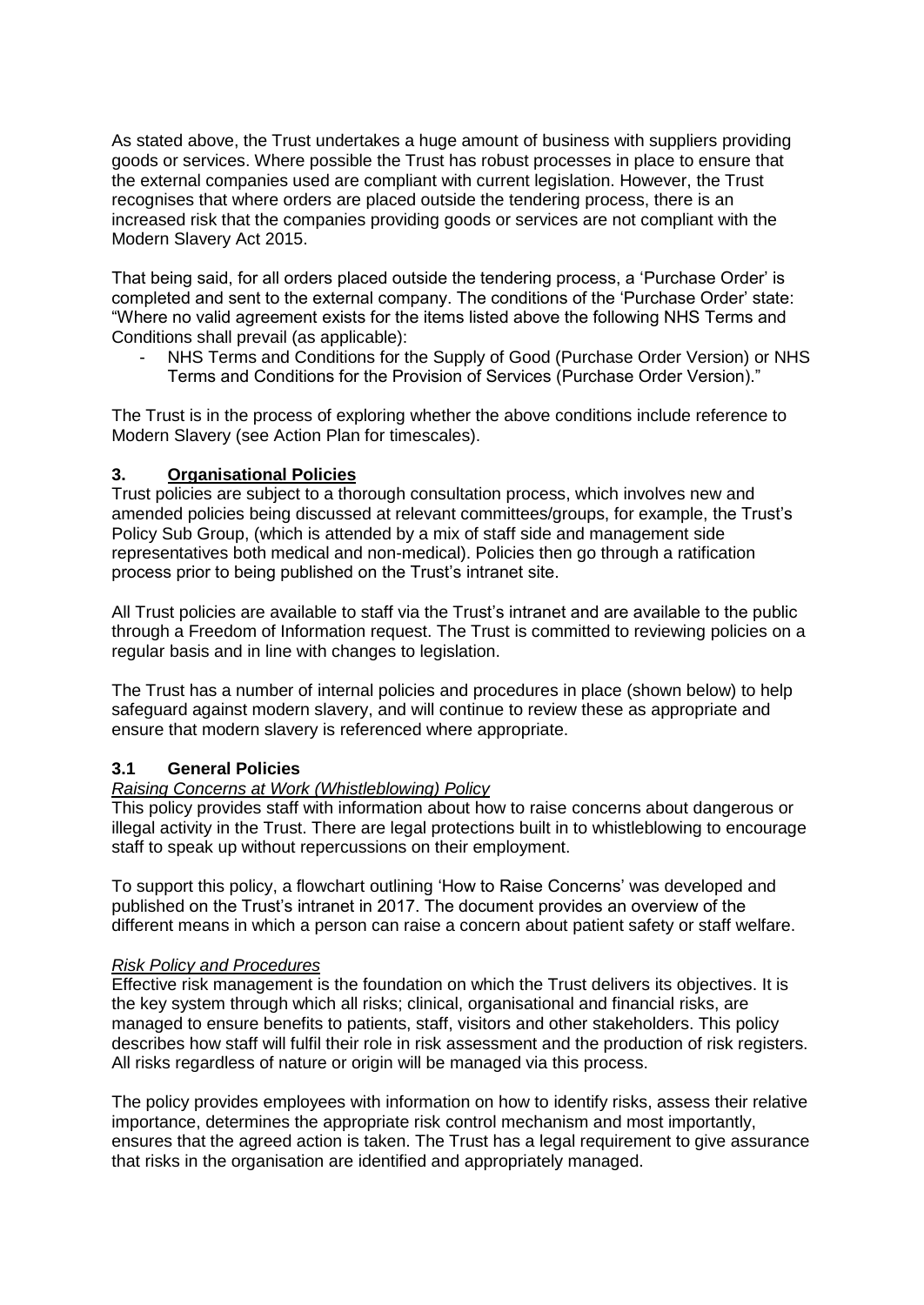As stated above, the Trust undertakes a huge amount of business with suppliers providing goods or services. Where possible the Trust has robust processes in place to ensure that the external companies used are compliant with current legislation. However, the Trust recognises that where orders are placed outside the tendering process, there is an increased risk that the companies providing goods or services are not compliant with the Modern Slavery Act 2015.

That being said, for all orders placed outside the tendering process, a 'Purchase Order' is completed and sent to the external company. The conditions of the 'Purchase Order' state: "Where no valid agreement exists for the items listed above the following NHS Terms and Conditions shall prevail (as applicable):

- NHS Terms and Conditions for the Supply of Good (Purchase Order Version) or NHS Terms and Conditions for the Provision of Services (Purchase Order Version)."

The Trust is in the process of exploring whether the above conditions include reference to Modern Slavery (see Action Plan for timescales).

## 3. Organisational Policies

Trust policies are subject to a thorough consultation process, which involves new and amended policies being discussed at relevant committees/groups, for example, the Trust's Policy Sub Group, (which is attended by a mix of staff side and management side representatives both medical and non-medical). Policies then go through a ratification process prior to being published on the Trust's intranet site.

All Trust policies are available to staff via the Trust's intranet and are available to the public through a Freedom of Information request. The Trust is committed to reviewing policies on a regular basis and in line with changes to legislation.

The Trust has a number of internal policies and procedures in place (shown below) to help safeguard against modern slavery, and will continue to review these as appropriate and ensure that modern slavery is referenced where appropriate.

### 3.1 General Policies

*Raising Concerns at Work (Whistleblowing) Policy*

This policy provides staff with information about how to raise concerns about dangerous or illegal activity in the Trust. There are legal protections built in to whistleblowing to encourage staff to speak up without repercussions on their employment.

To support this policy, a flowchart outlining 'How to Raise Concerns' was developed and published on the Trust's intranet in 2017. The document provides an overview of the different means in which a person can raise a concern about patient safety or staff welfare.

*Risk Policy and Procedures*

Effective risk management is the foundation on which the Trust delivers its objectives. It is the key system through which all risks; clinical, organisational and financial risks, are managed to ensure benefits to patients, staff, visitors and other stakeholders. This policy describes how staff will fulfil their role in risk assessment and the production of risk registers. All risks regardless of nature or origin will be managed via this process.

The policy provides employees with information on how to identify risks, assess their relative importance, determines the appropriate risk control mechanism and most importantly, ensures that the agreed action is taken. The Trust has a legal requirement to give assurance that risks in the organisation are identified and appropriately managed.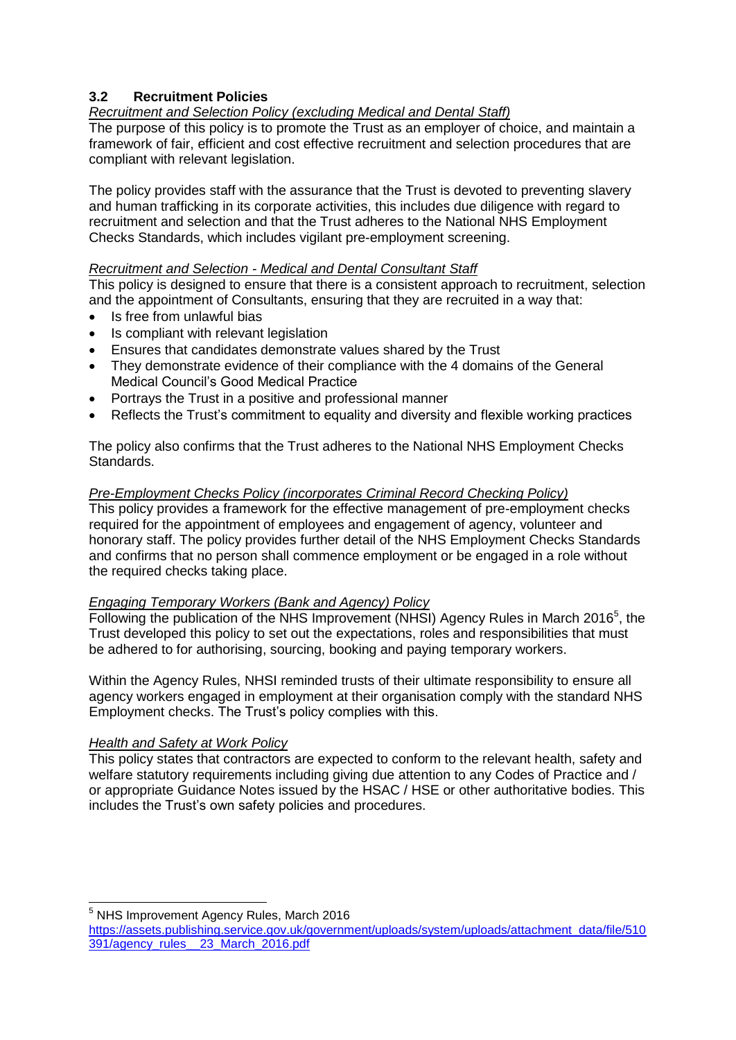### 3.2 Recruitment Policies

*Recruitment and Selection Policy (excluding Medical and Dental Staff)*

The purpose of this policy is to promote the Trust as an employer of choice, and maintain a framework of fair, efficient and cost effective recruitment and selection procedures that are compliant with relevant legislation.

The policy provides staff with the assurance that the Trust is devoted to preventing slavery and human trafficking in its corporate activities, this includes due diligence with regard to recruitment and selection and that the Trust adheres to the National NHS Employment Checks Standards, which includes vigilant pre-employment screening.

*Recruitment and Selection - Medical and Dental Consultant Staff*

This policy is designed to ensure that there is a consistent approach to recruitment, selection and the appointment of Consultants, ensuring that they are recruited in a way that:

- Is free from unlawful bias
- Is compliant with relevant legislation
- Ensures that candidates demonstrate values shared by the Trust
- They demonstrate evidence of their compliance with the 4 domains of the General Medical Council's Good Medical Practice
- Portrays the Trust in a positive and professional manner
- Reflects the Trust's commitment to equality and diversity and flexible working practices

The policy also confirms that the Trust adheres to the National NHS Employment Checks Standards.

*Pre-Employment Checks Policy (incorporates Criminal Record Checking Policy)*

This policy provides a framework for the effective management of pre-employment checks required for the appointment of employees and engagement of agency, volunteer and honorary staff. The policy provides further detail of the NHS Employment Checks Standards and confirms that no person shall commence employment or be engaged in a role without the required checks taking place.

*Engaging Temporary Workers (Bank and Agency) Policy*

Following the publication of the NHS Improvement (NHSI) Agency Rules in March 2016[5], the Trust developed this policy to set out the expectations, roles and responsibilities that must be adhered to for authorising, sourcing, booking and paying temporary workers.

Within the Agency Rules, NHSI reminded trusts of their ultimate responsibility to ensure all agency workers engaged in employment at their organisation comply with the standard NHS Employment checks. The Trust's policy complies with this.

*Health and Safety at Work Policy*

This policy states that contractors are expected to conform to the relevant health, safety and welfare statutory requirements including giving due attention to any Codes of Practice and / or appropriate Guidance Notes issued by the HSAC / HSE or other authoritative bodies. This includes the Trust's own safety policies and procedures.

---

[5] NHS Improvement Agency Rules, March 2016
https://assets.publishing.service.gov.uk/government/uploads/system/uploads/attachment_data/file/510391/agency_rules__23_March_2016.pdf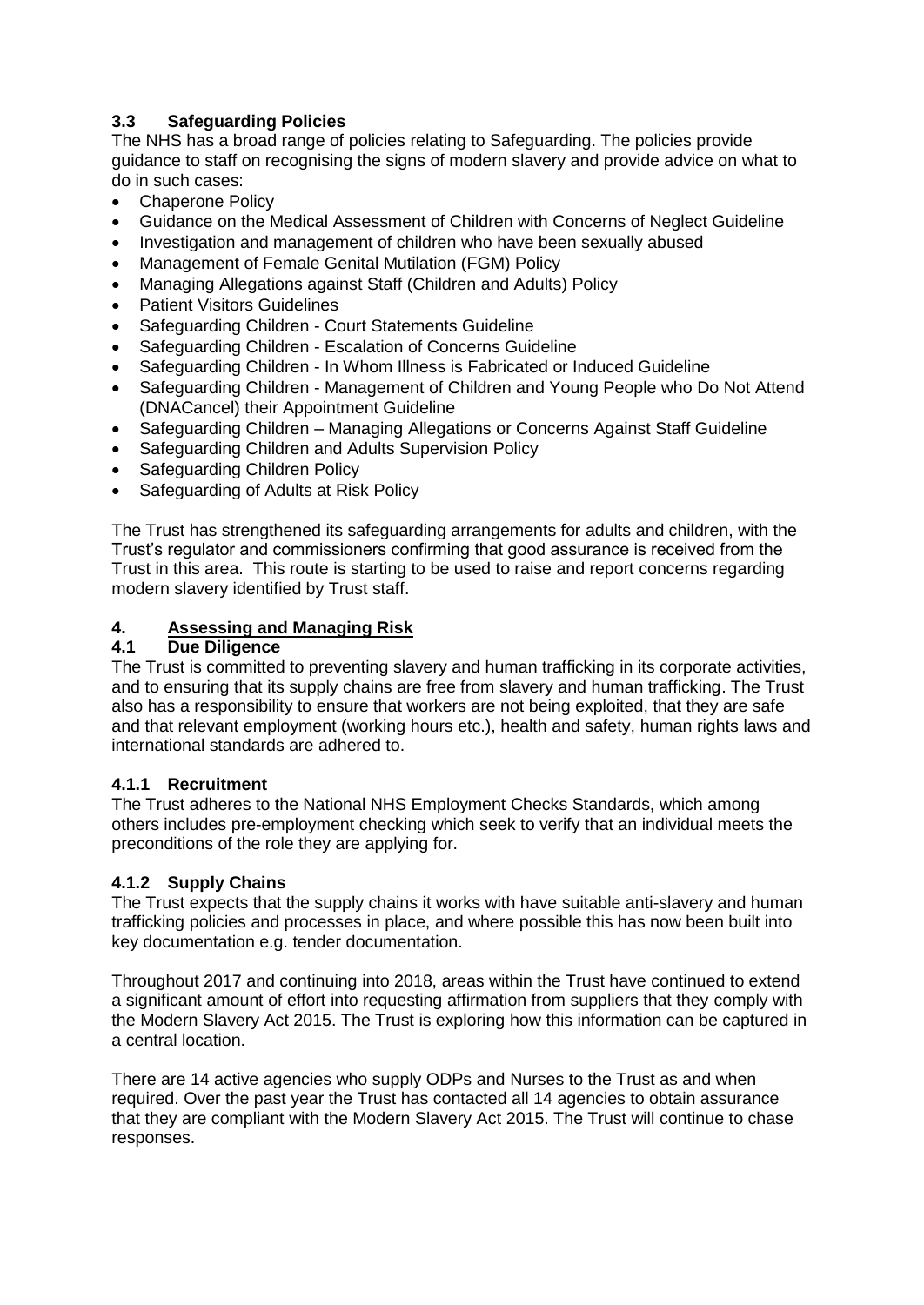### 3.3 Safeguarding Policies

The NHS has a broad range of policies relating to Safeguarding. The policies provide guidance to staff on recognising the signs of modern slavery and provide advice on what to do in such cases:

- Chaperone Policy
- Guidance on the Medical Assessment of Children with Concerns of Neglect Guideline
- Investigation and management of children who have been sexually abused
- Management of Female Genital Mutilation (FGM) Policy
- Managing Allegations against Staff (Children and Adults) Policy
- Patient Visitors Guidelines
- Safeguarding Children - Court Statements Guideline
- Safeguarding Children - Escalation of Concerns Guideline
- Safeguarding Children - In Whom Illness is Fabricated or Induced Guideline
- Safeguarding Children - Management of Children and Young People who Do Not Attend (DNACancel) their Appointment Guideline
- Safeguarding Children – Managing Allegations or Concerns Against Staff Guideline
- Safeguarding Children and Adults Supervision Policy
- Safeguarding Children Policy
- Safeguarding of Adults at Risk Policy

The Trust has strengthened its safeguarding arrangements for adults and children, with the Trust's regulator and commissioners confirming that good assurance is received from the Trust in this area. This route is starting to be used to raise and report concerns regarding modern slavery identified by Trust staff.

## 4. Assessing and Managing Risk

### 4.1 Due Diligence

The Trust is committed to preventing slavery and human trafficking in its corporate activities, and to ensuring that its supply chains are free from slavery and human trafficking. The Trust also has a responsibility to ensure that workers are not being exploited, that they are safe and that relevant employment (working hours etc.), health and safety, human rights laws and international standards are adhered to.

#### 4.1.1 Recruitment

The Trust adheres to the National NHS Employment Checks Standards, which among others includes pre-employment checking which seek to verify that an individual meets the preconditions of the role they are applying for.

#### 4.1.2 Supply Chains

The Trust expects that the supply chains it works with have suitable anti-slavery and human trafficking policies and processes in place, and where possible this has now been built into key documentation e.g. tender documentation.

Throughout 2017 and continuing into 2018, areas within the Trust have continued to extend a significant amount of effort into requesting affirmation from suppliers that they comply with the Modern Slavery Act 2015. The Trust is exploring how this information can be captured in a central location.

There are 14 active agencies who supply ODPs and Nurses to the Trust as and when required. Over the past year the Trust has contacted all 14 agencies to obtain assurance that they are compliant with the Modern Slavery Act 2015. The Trust will continue to chase responses.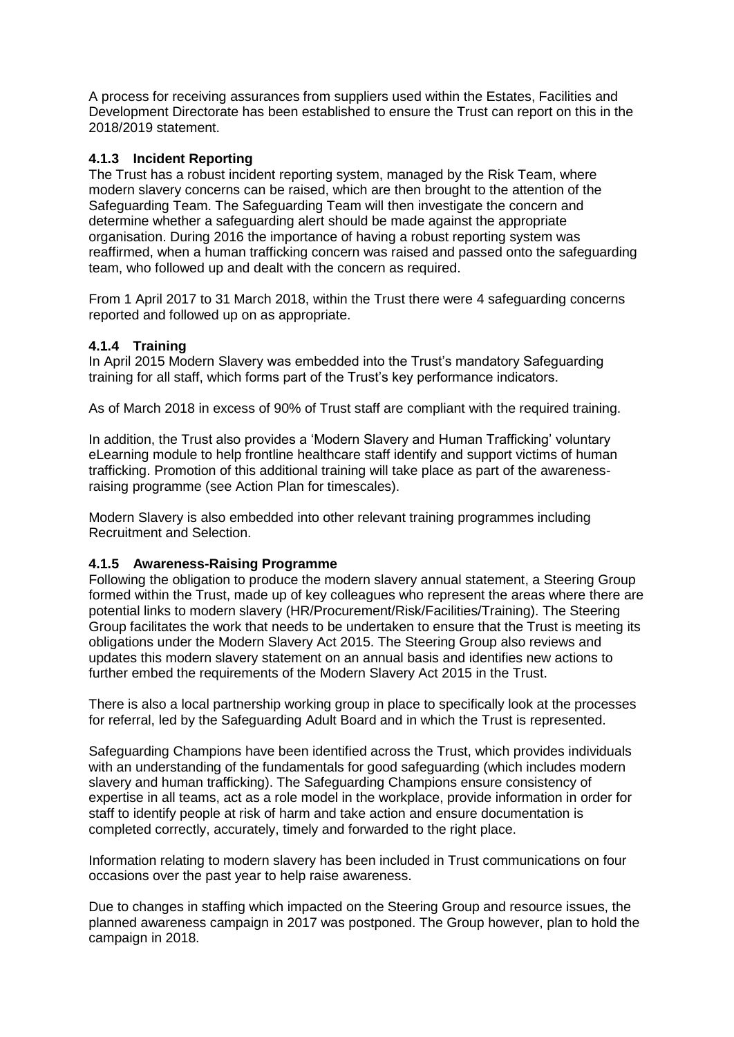A process for receiving assurances from suppliers used within the Estates, Facilities and Development Directorate has been established to ensure the Trust can report on this in the 2018/2019 statement.

#### 4.1.3 Incident Reporting

The Trust has a robust incident reporting system, managed by the Risk Team, where modern slavery concerns can be raised, which are then brought to the attention of the Safeguarding Team. The Safeguarding Team will then investigate the concern and determine whether a safeguarding alert should be made against the appropriate organisation. During 2016 the importance of having a robust reporting system was reaffirmed, when a human trafficking concern was raised and passed onto the safeguarding team, who followed up and dealt with the concern as required.

From 1 April 2017 to 31 March 2018, within the Trust there were 4 safeguarding concerns reported and followed up on as appropriate.

#### 4.1.4 Training

In April 2015 Modern Slavery was embedded into the Trust's mandatory Safeguarding training for all staff, which forms part of the Trust's key performance indicators.

As of March 2018 in excess of 90% of Trust staff are compliant with the required training.

In addition, the Trust also provides a 'Modern Slavery and Human Trafficking' voluntary eLearning module to help frontline healthcare staff identify and support victims of human trafficking. Promotion of this additional training will take place as part of the awareness-raising programme (see Action Plan for timescales).

Modern Slavery is also embedded into other relevant training programmes including Recruitment and Selection.

#### 4.1.5 Awareness-Raising Programme

Following the obligation to produce the modern slavery annual statement, a Steering Group formed within the Trust, made up of key colleagues who represent the areas where there are potential links to modern slavery (HR/Procurement/Risk/Facilities/Training). The Steering Group facilitates the work that needs to be undertaken to ensure that the Trust is meeting its obligations under the Modern Slavery Act 2015. The Steering Group also reviews and updates this modern slavery statement on an annual basis and identifies new actions to further embed the requirements of the Modern Slavery Act 2015 in the Trust.

There is also a local partnership working group in place to specifically look at the processes for referral, led by the Safeguarding Adult Board and in which the Trust is represented.

Safeguarding Champions have been identified across the Trust, which provides individuals with an understanding of the fundamentals for good safeguarding (which includes modern slavery and human trafficking). The Safeguarding Champions ensure consistency of expertise in all teams, act as a role model in the workplace, provide information in order for staff to identify people at risk of harm and take action and ensure documentation is completed correctly, accurately, timely and forwarded to the right place.

Information relating to modern slavery has been included in Trust communications on four occasions over the past year to help raise awareness.

Due to changes in staffing which impacted on the Steering Group and resource issues, the planned awareness campaign in 2017 was postponed. The Group however, plan to hold the campaign in 2018.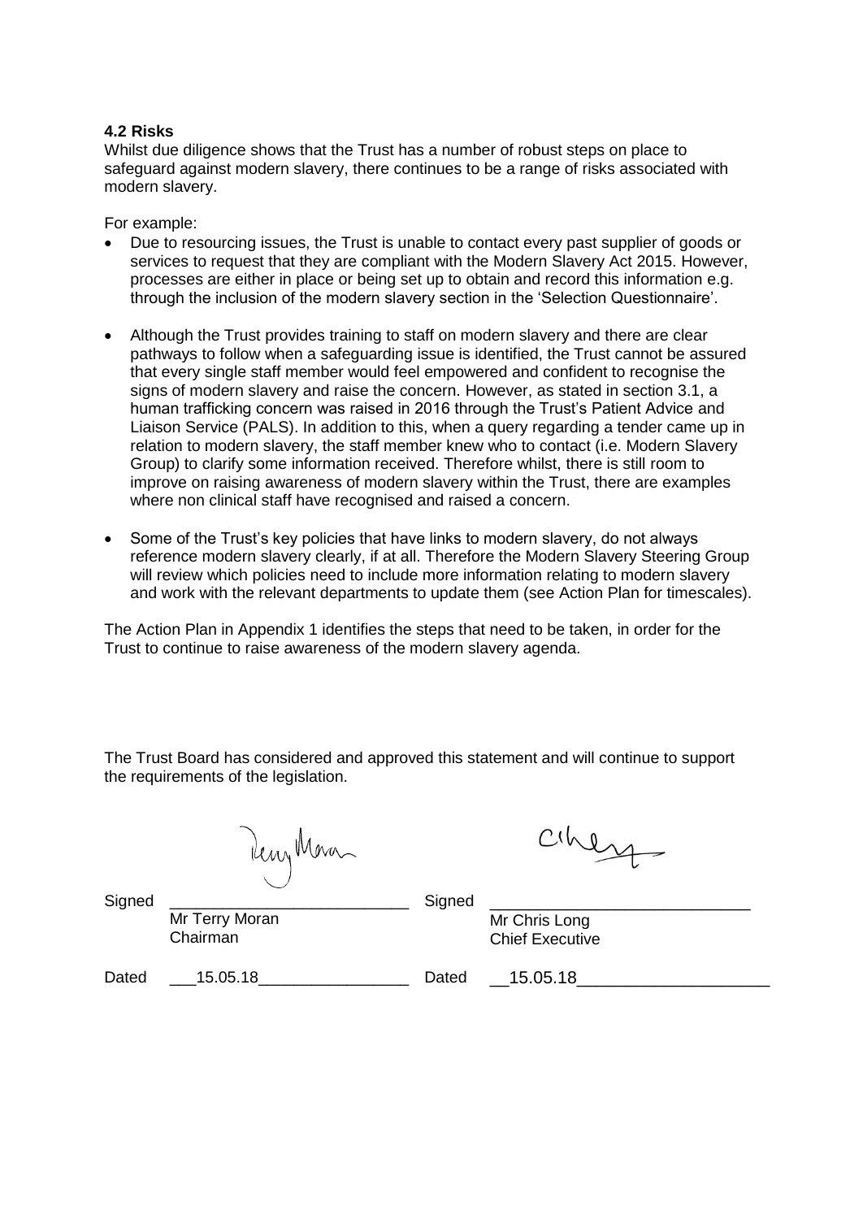**4.2 Risks**

Whilst due diligence shows that the Trust has a number of robust steps on place to safeguard against modern slavery, there continues to be a range of risks associated with modern slavery.

For example:

- Due to resourcing issues, the Trust is unable to contact every past supplier of goods or services to request that they are compliant with the Modern Slavery Act 2015. However, processes are either in place or being set up to obtain and record this information e.g. through the inclusion of the modern slavery section in the 'Selection Questionnaire'.
- Although the Trust provides training to staff on modern slavery and there are clear pathways to follow when a safeguarding issue is identified, the Trust cannot be assured that every single staff member would feel empowered and confident to recognise the signs of modern slavery and raise the concern. However, as stated in section 3.1, a human trafficking concern was raised in 2016 through the Trust's Patient Advice and Liaison Service (PALS). In addition to this, when a query regarding a tender came up in relation to modern slavery, the staff member knew who to contact (i.e. Modern Slavery Group) to clarify some information received. Therefore whilst, there is still room to improve on raising awareness of modern slavery within the Trust, there are examples where non clinical staff have recognised and raised a concern.
- Some of the Trust's key policies that have links to modern slavery, do not always reference modern slavery clearly, if at all. Therefore the Modern Slavery Steering Group will review which policies need to include more information relating to modern slavery and work with the relevant departments to update them (see Action Plan for timescales).

The Action Plan in Appendix 1 identifies the steps that need to be taken, in order for the Trust to continue to raise awareness of the modern slavery agenda.

The Trust Board has considered and approved this statement and will continue to support the requirements of the legislation.

| | | | |
|---|---|---|---|
| Signed | Mr Terry Moran<br>Chairman | Signed | Mr Chris Long<br>Chief Executive |
| Dated | 15.05.18 | Dated | 15.05.18 |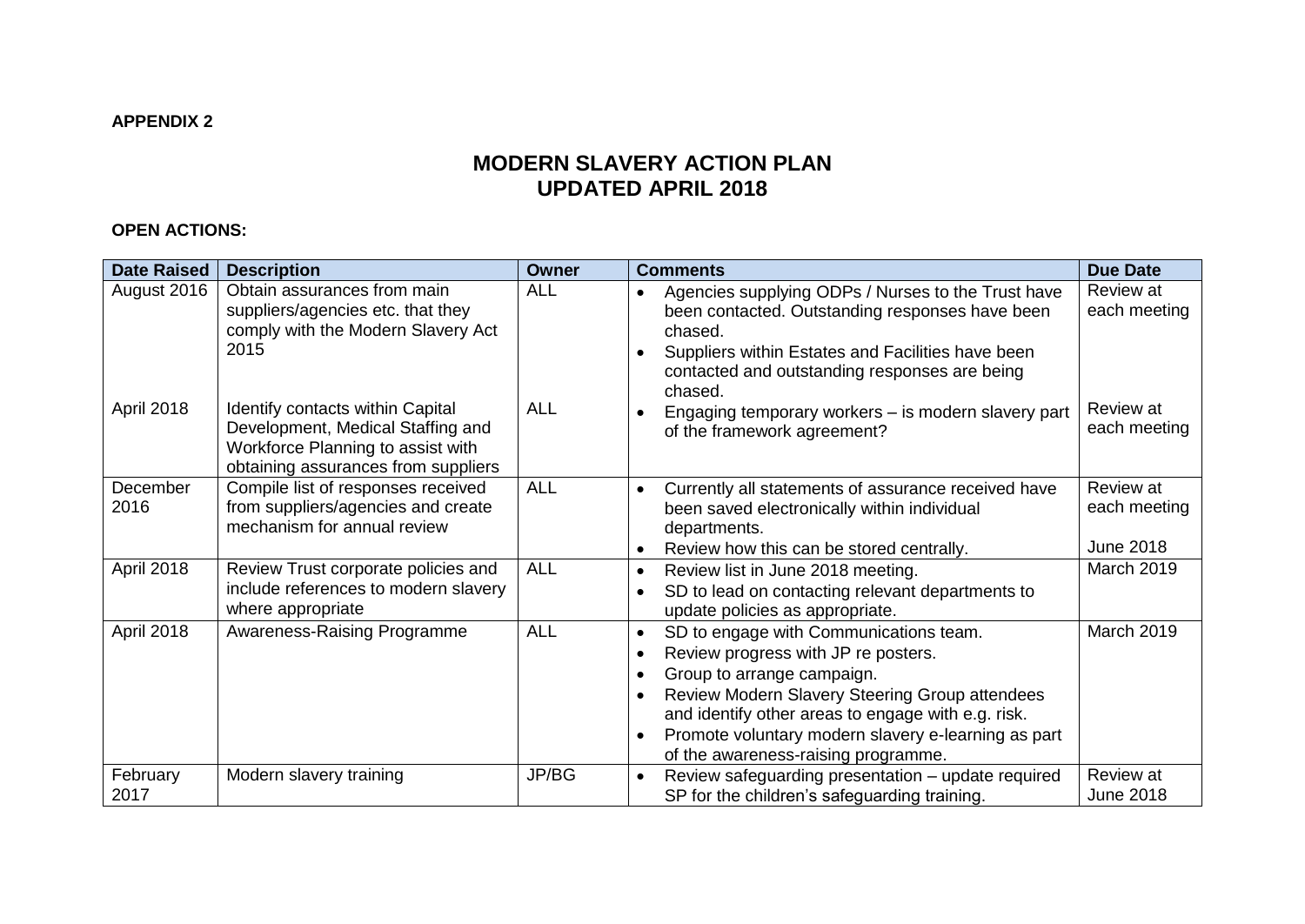**APPENDIX 2**

# MODERN SLAVERY ACTION PLAN
# UPDATED APRIL 2018

**OPEN ACTIONS:**

| Date Raised | Description | Owner | Comments | Due Date |
|---|---|---|---|---|
| August 2016 | Obtain assurances from main suppliers/agencies etc. that they comply with the Modern Slavery Act 2015 | ALL | • Agencies supplying ODPs / Nurses to the Trust have been contacted. Outstanding responses have been chased.<br>• Suppliers within Estates and Facilities have been contacted and outstanding responses are being chased. | Review at each meeting |
| April 2018 | Identify contacts within Capital Development, Medical Staffing and Workforce Planning to assist with obtaining assurances from suppliers | ALL | • Engaging temporary workers – is modern slavery part of the framework agreement? | Review at each meeting |
| December 2016 | Compile list of responses received from suppliers/agencies and create mechanism for annual review | ALL | • Currently all statements of assurance received have been saved electronically within individual departments.<br>• Review how this can be stored centrally. | Review at each meeting<br><br>June 2018 |
| April 2018 | Review Trust corporate policies and include references to modern slavery where appropriate | ALL | • Review list in June 2018 meeting.<br>• SD to lead on contacting relevant departments to update policies as appropriate. | March 2019 |
| April 2018 | Awareness-Raising Programme | ALL | • SD to engage with Communications team.<br>• Review progress with JP re posters.<br>• Group to arrange campaign.<br>• Review Modern Slavery Steering Group attendees and identify other areas to engage with e.g. risk.<br>• Promote voluntary modern slavery e-learning as part of the awareness-raising programme. | March 2019 |
| February 2017 | Modern slavery training | JP/BG | • Review safeguarding presentation – update required SP for the children's safeguarding training. | Review at June 2018 |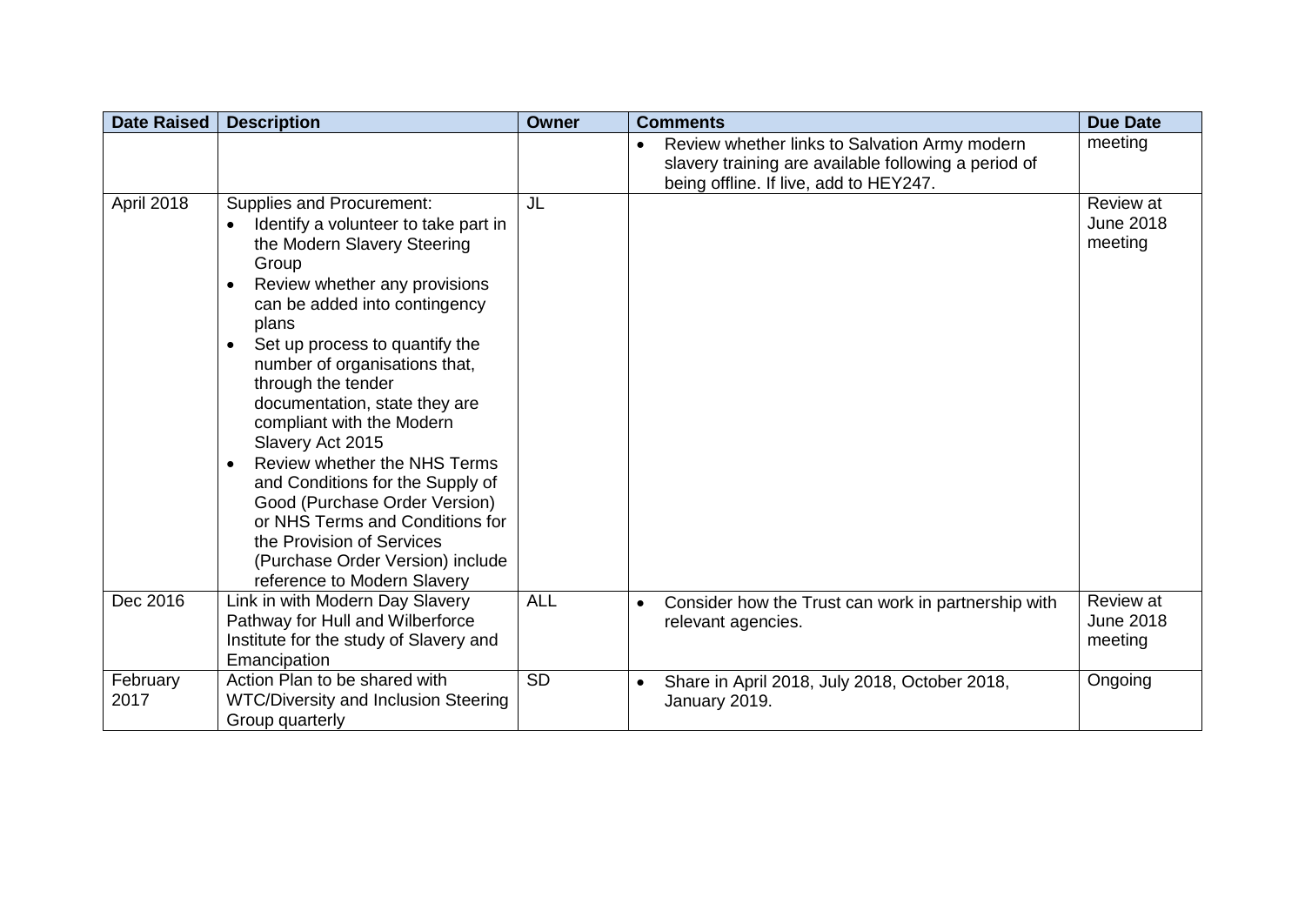| Date Raised | Description | Owner | Comments | Due Date |
| --- | --- | --- | --- | --- |
| | | | • Review whether links to Salvation Army modern slavery training are available following a period of being offline. If live, add to HEY247. | meeting |
| April 2018 | Supplies and Procurement:<br>• Identify a volunteer to take part in the Modern Slavery Steering Group<br>• Review whether any provisions can be added into contingency plans<br>• Set up process to quantify the number of organisations that, through the tender documentation, state they are compliant with the Modern Slavery Act 2015<br>• Review whether the NHS Terms and Conditions for the Supply of Good (Purchase Order Version) or NHS Terms and Conditions for the Provision of Services (Purchase Order Version) include reference to Modern Slavery | JL | | Review at June 2018 meeting |
| Dec 2016 | Link in with Modern Day Slavery Pathway for Hull and Wilberforce Institute for the study of Slavery and Emancipation | ALL | • Consider how the Trust can work in partnership with relevant agencies. | Review at June 2018 meeting |
| February 2017 | Action Plan to be shared with WTC/Diversity and Inclusion Steering Group quarterly | SD | • Share in April 2018, July 2018, October 2018, January 2019. | Ongoing |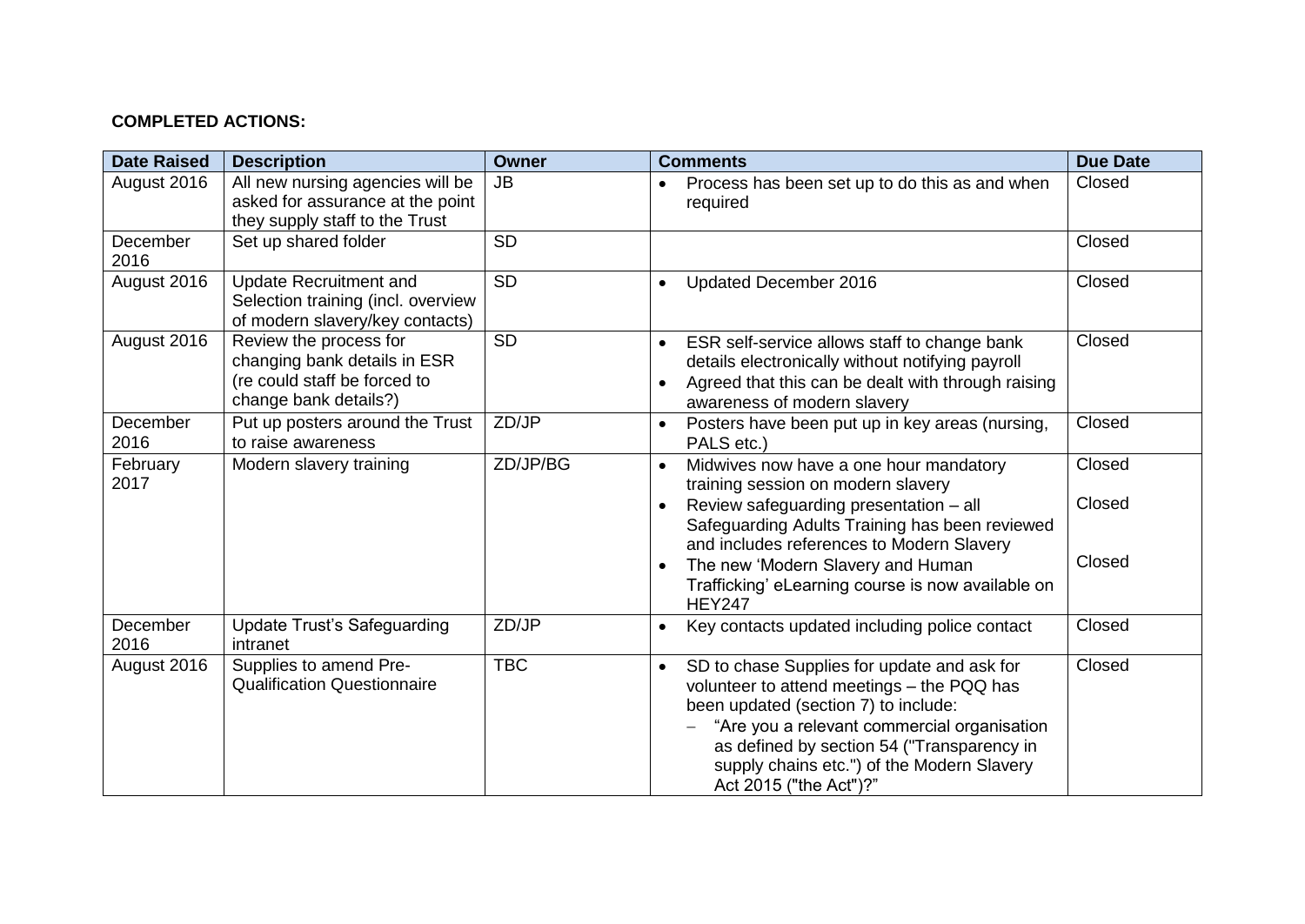**COMPLETED ACTIONS:**

| Date Raised | Description | Owner | Comments | Due Date |
|---|---|---|---|---|
| August 2016 | All new nursing agencies will be asked for assurance at the point they supply staff to the Trust | JB | • Process has been set up to do this as and when required | Closed |
| December 2016 | Set up shared folder | SD | | Closed |
| August 2016 | Update Recruitment and Selection training (incl. overview of modern slavery/key contacts) | SD | • Updated December 2016 | Closed |
| August 2016 | Review the process for changing bank details in ESR (re could staff be forced to change bank details?) | SD | • ESR self-service allows staff to change bank details electronically without notifying payroll<br>• Agreed that this can be dealt with through raising awareness of modern slavery | Closed |
| December 2016 | Put up posters around the Trust to raise awareness | ZD/JP | • Posters have been put up in key areas (nursing, PALS etc.) | Closed |
| February 2017 | Modern slavery training | ZD/JP/BG | • Midwives now have a one hour mandatory training session on modern slavery<br>• Review safeguarding presentation – all Safeguarding Adults Training has been reviewed and includes references to Modern Slavery<br>• The new 'Modern Slavery and Human Trafficking' eLearning course is now available on HEY247 | Closed<br>Closed<br>Closed |
| December 2016 | Update Trust's Safeguarding intranet | ZD/JP | • Key contacts updated including police contact | Closed |
| August 2016 | Supplies to amend Pre-Qualification Questionnaire | TBC | • SD to chase Supplies for update and ask for volunteer to attend meetings – the PQQ has been updated (section 7) to include:<br>– "Are you a relevant commercial organisation as defined by section 54 ("Transparency in supply chains etc.") of the Modern Slavery Act 2015 ("the Act")?" | Closed |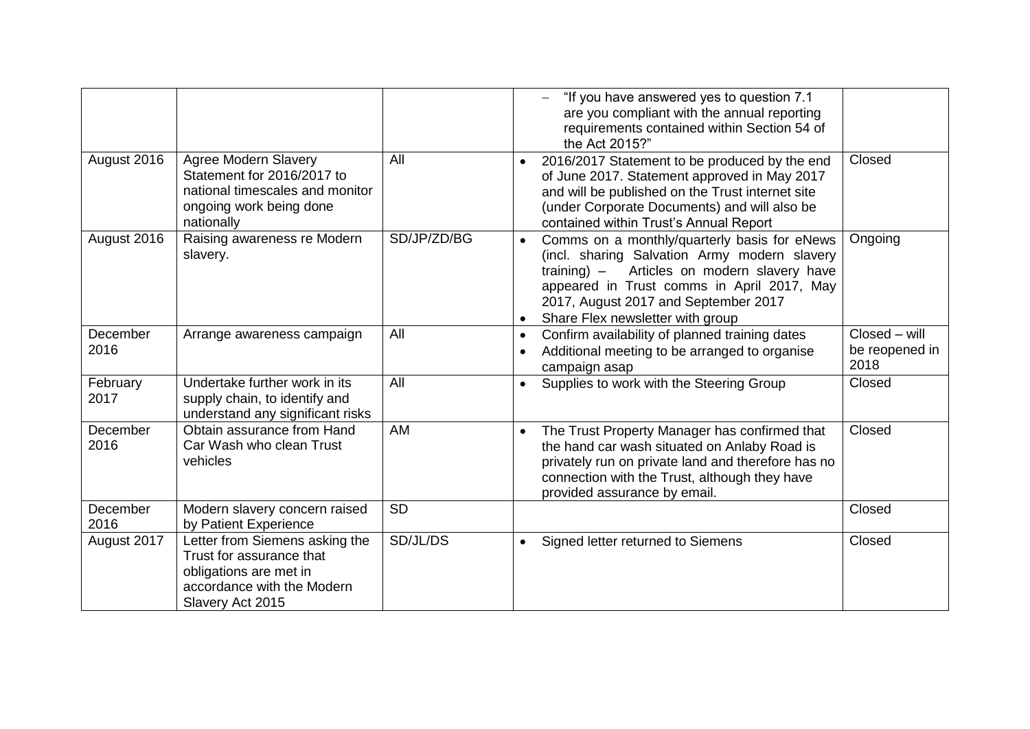| | | | | |
|---|---|---|---|---|
| | | | – "If you have answered yes to question 7.1 are you compliant with the annual reporting requirements contained within Section 54 of the Act 2015?" | |
| August 2016 | Agree Modern Slavery Statement for 2016/2017 to national timescales and monitor ongoing work being done nationally | All | • 2016/2017 Statement to be produced by the end of June 2017. Statement approved in May 2017 and will be published on the Trust internet site (under Corporate Documents) and will also be contained within Trust's Annual Report | Closed |
| August 2016 | Raising awareness re Modern slavery. | SD/JP/ZD/BG | • Comms on a monthly/quarterly basis for eNews (incl. sharing Salvation Army modern slavery training) – Articles on modern slavery have appeared in Trust comms in April 2017, May 2017, August 2017 and September 2017 <br> • Share Flex newsletter with group | Ongoing |
| December 2016 | Arrange awareness campaign | All | • Confirm availability of planned training dates <br> • Additional meeting to be arranged to organise campaign asap | Closed – will be reopened in 2018 |
| February 2017 | Undertake further work in its supply chain, to identify and understand any significant risks | All | • Supplies to work with the Steering Group | Closed |
| December 2016 | Obtain assurance from Hand Car Wash who clean Trust vehicles | AM | • The Trust Property Manager has confirmed that the hand car wash situated on Anlaby Road is privately run on private land and therefore has no connection with the Trust, although they have provided assurance by email. | Closed |
| December 2016 | Modern slavery concern raised by Patient Experience | SD | | Closed |
| August 2017 | Letter from Siemens asking the Trust for assurance that obligations are met in accordance with the Modern Slavery Act 2015 | SD/JL/DS | • Signed letter returned to Siemens | Closed |